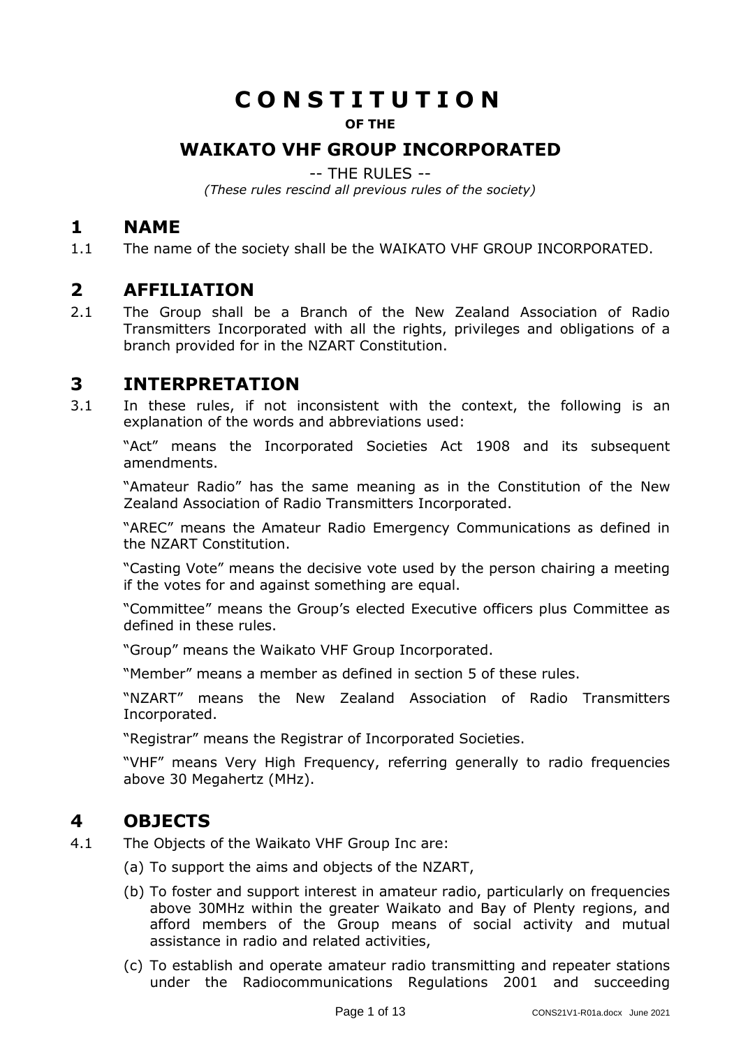# C O N S T I T U T I O N

**OF THE**

## WAIKATO VHF GROUP INCORPORATED

-- THE RULES --

*(These rules rescind all previous rules of the society)*

## 1 NAME

1.1 The name of the society shall be the WAIKATO VHF GROUP INCORPORATED.

## 2 AFFILIATION

2.1 The Group shall be a Branch of the New Zealand Association of Radio Transmitters Incorporated with all the rights, privileges and obligations of a branch provided for in the NZART Constitution.

## 3 INTERPRETATION

3.1 In these rules, if not inconsistent with the context, the following is an explanation of the words and abbreviations used:

"Act" means the Incorporated Societies Act 1908 and its subsequent amendments.

"Amateur Radio" has the same meaning as in the Constitution of the New Zealand Association of Radio Transmitters Incorporated.

"AREC" means the Amateur Radio Emergency Communications as defined in the NZART Constitution.

"Casting Vote" means the decisive vote used by the person chairing a meeting if the votes for and against something are equal.

"Committee" means the Group's elected Executive officers plus Committee as defined in these rules.

"Group" means the Waikato VHF Group Incorporated.

"Member" means a member as defined in section 5 of these rules.

"NZART" means the New Zealand Association of Radio Transmitters Incorporated.

"Registrar" means the Registrar of Incorporated Societies.

"VHF" means Very High Frequency, referring generally to radio frequencies above 30 Megahertz (MHz).

## 4 OBJECTS

4.1 The Objects of the Waikato VHF Group Inc are:

(a) To support the aims and objects of the NZART,

(b) To foster and support interest in amateur radio, particularly on frequencies above 30MHz within the greater Waikato and Bay of Plenty regions, and afford members of the Group means of social activity and mutual assistance in radio and related activities,

(c) To establish and operate amateur radio transmitting and repeater stations under the Radiocommunications Regulations 2001 and succeeding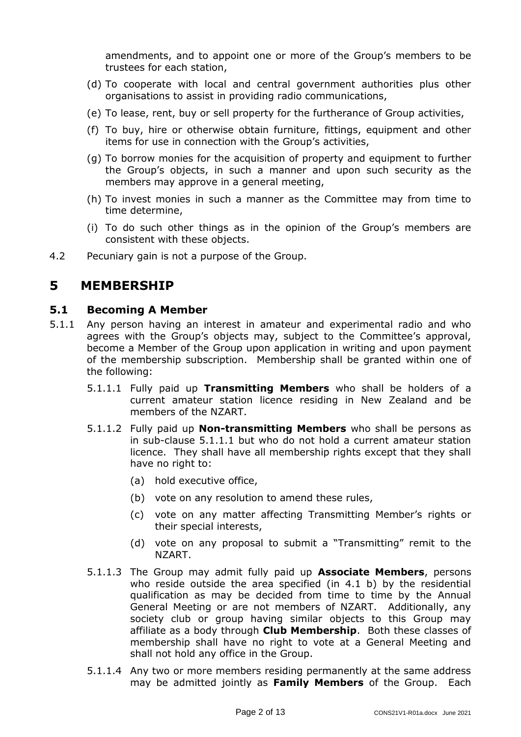amendments, and to appoint one or more of the Group's members to be trustees for each station,

(d) To cooperate with local and central government authorities plus other organisations to assist in providing radio communications,

(e) To lease, rent, buy or sell property for the furtherance of Group activities,

(f) To buy, hire or otherwise obtain furniture, fittings, equipment and other items for use in connection with the Group's activities,

(g) To borrow monies for the acquisition of property and equipment to further the Group's objects, in such a manner and upon such security as the members may approve in a general meeting,

(h) To invest monies in such a manner as the Committee may from time to time determine,

(i) To do such other things as in the opinion of the Group's members are consistent with these objects.

4.2 Pecuniary gain is not a purpose of the Group.

# 5 MEMBERSHIP

## 5.1 Becoming A Member

5.1.1 Any person having an interest in amateur and experimental radio and who agrees with the Group's objects may, subject to the Committee's approval, become a Member of the Group upon application in writing and upon payment of the membership subscription. Membership shall be granted within one of the following:

5.1.1.1 Fully paid up **Transmitting Members** who shall be holders of a current amateur station licence residing in New Zealand and be members of the NZART.

5.1.1.2 Fully paid up **Non-transmitting Members** who shall be persons as in sub-clause 5.1.1.1 but who do not hold a current amateur station licence. They shall have all membership rights except that they shall have no right to:

(a) hold executive office,

(b) vote on any resolution to amend these rules,

(c) vote on any matter affecting Transmitting Member's rights or their special interests,

(d) vote on any proposal to submit a "Transmitting" remit to the NZART.

5.1.1.3 The Group may admit fully paid up **Associate Members**, persons who reside outside the area specified (in 4.1 b) by the residential qualification as may be decided from time to time by the Annual General Meeting or are not members of NZART. Additionally, any society club or group having similar objects to this Group may affiliate as a body through **Club Membership**. Both these classes of membership shall have no right to vote at a General Meeting and shall not hold any office in the Group.

5.1.1.4 Any two or more members residing permanently at the same address may be admitted jointly as **Family Members** of the Group. Each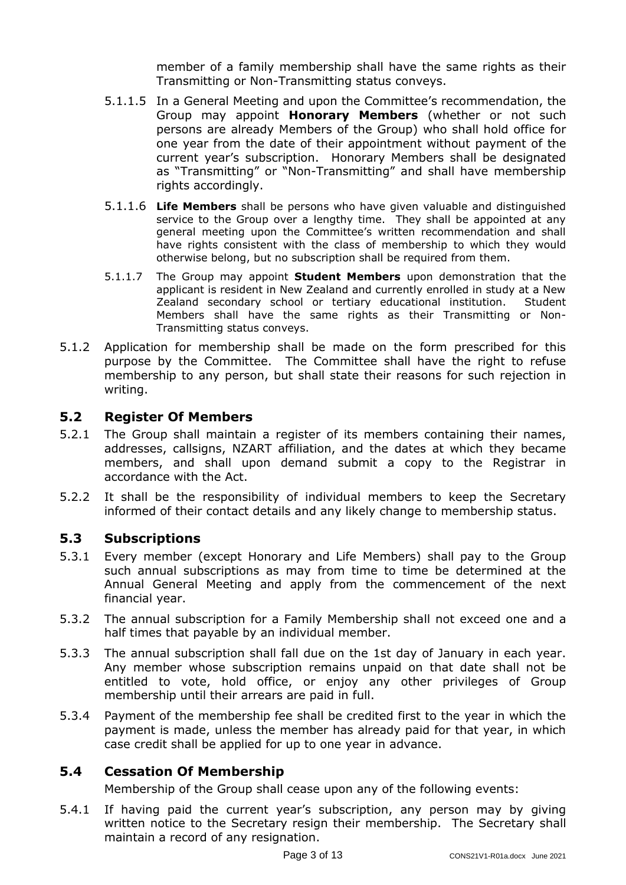member of a family membership shall have the same rights as their Transmitting or Non-Transmitting status conveys.

5.1.1.5 In a General Meeting and upon the Committee's recommendation, the Group may appoint **Honorary Members** (whether or not such persons are already Members of the Group) who shall hold office for one year from the date of their appointment without payment of the current year's subscription. Honorary Members shall be designated as "Transmitting" or "Non-Transmitting" and shall have membership rights accordingly.

5.1.1.6 **Life Members** shall be persons who have given valuable and distinguished service to the Group over a lengthy time. They shall be appointed at any general meeting upon the Committee's written recommendation and shall have rights consistent with the class of membership to which they would otherwise belong, but no subscription shall be required from them.

5.1.1.7 The Group may appoint **Student Members** upon demonstration that the applicant is resident in New Zealand and currently enrolled in study at a New Zealand secondary school or tertiary educational institution. Student Members shall have the same rights as their Transmitting or Non-Transmitting status conveys.

5.1.2 Application for membership shall be made on the form prescribed for this purpose by the Committee. The Committee shall have the right to refuse membership to any person, but shall state their reasons for such rejection in writing.

## 5.2 Register Of Members

5.2.1 The Group shall maintain a register of its members containing their names, addresses, callsigns, NZART affiliation, and the dates at which they became members, and shall upon demand submit a copy to the Registrar in accordance with the Act.

5.2.2 It shall be the responsibility of individual members to keep the Secretary informed of their contact details and any likely change to membership status.

## 5.3 Subscriptions

5.3.1 Every member (except Honorary and Life Members) shall pay to the Group such annual subscriptions as may from time to time be determined at the Annual General Meeting and apply from the commencement of the next financial year.

5.3.2 The annual subscription for a Family Membership shall not exceed one and a half times that payable by an individual member.

5.3.3 The annual subscription shall fall due on the 1st day of January in each year. Any member whose subscription remains unpaid on that date shall not be entitled to vote, hold office, or enjoy any other privileges of Group membership until their arrears are paid in full.

5.3.4 Payment of the membership fee shall be credited first to the year in which the payment is made, unless the member has already paid for that year, in which case credit shall be applied for up to one year in advance.

## 5.4 Cessation Of Membership

Membership of the Group shall cease upon any of the following events:

5.4.1 If having paid the current year's subscription, any person may by giving written notice to the Secretary resign their membership. The Secretary shall maintain a record of any resignation.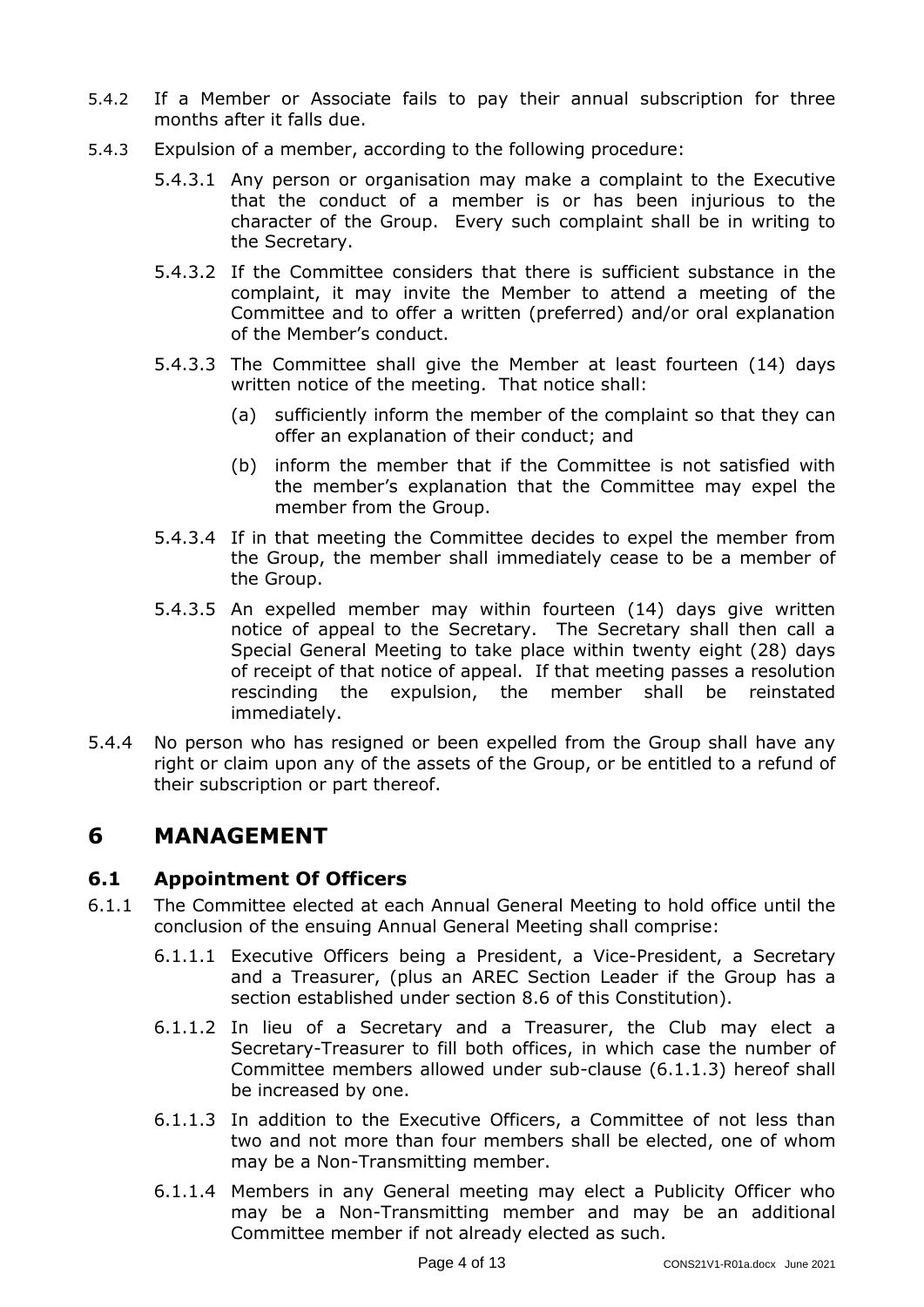5.4.2 If a Member or Associate fails to pay their annual subscription for three months after it falls due.

5.4.3 Expulsion of a member, according to the following procedure:

5.4.3.1 Any person or organisation may make a complaint to the Executive that the conduct of a member is or has been injurious to the character of the Group. Every such complaint shall be in writing to the Secretary.

5.4.3.2 If the Committee considers that there is sufficient substance in the complaint, it may invite the Member to attend a meeting of the Committee and to offer a written (preferred) and/or oral explanation of the Member's conduct.

5.4.3.3 The Committee shall give the Member at least fourteen (14) days written notice of the meeting. That notice shall:

(a) sufficiently inform the member of the complaint so that they can offer an explanation of their conduct; and

(b) inform the member that if the Committee is not satisfied with the member's explanation that the Committee may expel the member from the Group.

5.4.3.4 If in that meeting the Committee decides to expel the member from the Group, the member shall immediately cease to be a member of the Group.

5.4.3.5 An expelled member may within fourteen (14) days give written notice of appeal to the Secretary. The Secretary shall then call a Special General Meeting to take place within twenty eight (28) days of receipt of that notice of appeal. If that meeting passes a resolution rescinding the expulsion, the member shall be reinstated immediately.

5.4.4 No person who has resigned or been expelled from the Group shall have any right or claim upon any of the assets of the Group, or be entitled to a refund of their subscription or part thereof.

# 6 MANAGEMENT

## 6.1 Appointment Of Officers

6.1.1 The Committee elected at each Annual General Meeting to hold office until the conclusion of the ensuing Annual General Meeting shall comprise:

6.1.1.1 Executive Officers being a President, a Vice-President, a Secretary and a Treasurer, (plus an AREC Section Leader if the Group has a section established under section 8.6 of this Constitution).

6.1.1.2 In lieu of a Secretary and a Treasurer, the Club may elect a Secretary-Treasurer to fill both offices, in which case the number of Committee members allowed under sub-clause (6.1.1.3) hereof shall be increased by one.

6.1.1.3 In addition to the Executive Officers, a Committee of not less than two and not more than four members shall be elected, one of whom may be a Non-Transmitting member.

6.1.1.4 Members in any General meeting may elect a Publicity Officer who may be a Non-Transmitting member and may be an additional Committee member if not already elected as such.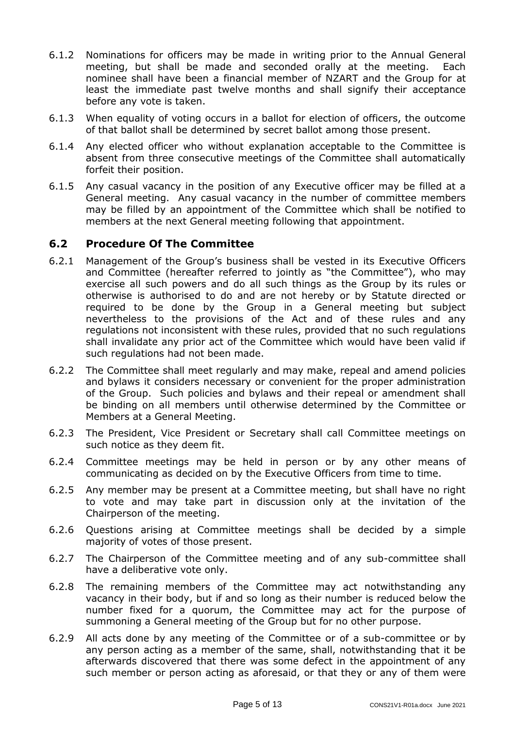6.1.2 Nominations for officers may be made in writing prior to the Annual General meeting, but shall be made and seconded orally at the meeting. Each nominee shall have been a financial member of NZART and the Group for at least the immediate past twelve months and shall signify their acceptance before any vote is taken.

6.1.3 When equality of voting occurs in a ballot for election of officers, the outcome of that ballot shall be determined by secret ballot among those present.

6.1.4 Any elected officer who without explanation acceptable to the Committee is absent from three consecutive meetings of the Committee shall automatically forfeit their position.

6.1.5 Any casual vacancy in the position of any Executive officer may be filled at a General meeting. Any casual vacancy in the number of committee members may be filled by an appointment of the Committee which shall be notified to members at the next General meeting following that appointment.

## 6.2 Procedure Of The Committee

6.2.1 Management of the Group's business shall be vested in its Executive Officers and Committee (hereafter referred to jointly as "the Committee"), who may exercise all such powers and do all such things as the Group by its rules or otherwise is authorised to do and are not hereby or by Statute directed or required to be done by the Group in a General meeting but subject nevertheless to the provisions of the Act and of these rules and any regulations not inconsistent with these rules, provided that no such regulations shall invalidate any prior act of the Committee which would have been valid if such regulations had not been made.

6.2.2 The Committee shall meet regularly and may make, repeal and amend policies and bylaws it considers necessary or convenient for the proper administration of the Group. Such policies and bylaws and their repeal or amendment shall be binding on all members until otherwise determined by the Committee or Members at a General Meeting.

6.2.3 The President, Vice President or Secretary shall call Committee meetings on such notice as they deem fit.

6.2.4 Committee meetings may be held in person or by any other means of communicating as decided on by the Executive Officers from time to time.

6.2.5 Any member may be present at a Committee meeting, but shall have no right to vote and may take part in discussion only at the invitation of the Chairperson of the meeting.

6.2.6 Questions arising at Committee meetings shall be decided by a simple majority of votes of those present.

6.2.7 The Chairperson of the Committee meeting and of any sub-committee shall have a deliberative vote only.

6.2.8 The remaining members of the Committee may act notwithstanding any vacancy in their body, but if and so long as their number is reduced below the number fixed for a quorum, the Committee may act for the purpose of summoning a General meeting of the Group but for no other purpose.

6.2.9 All acts done by any meeting of the Committee or of a sub-committee or by any person acting as a member of the same, shall, notwithstanding that it be afterwards discovered that there was some defect in the appointment of any such member or person acting as aforesaid, or that they or any of them were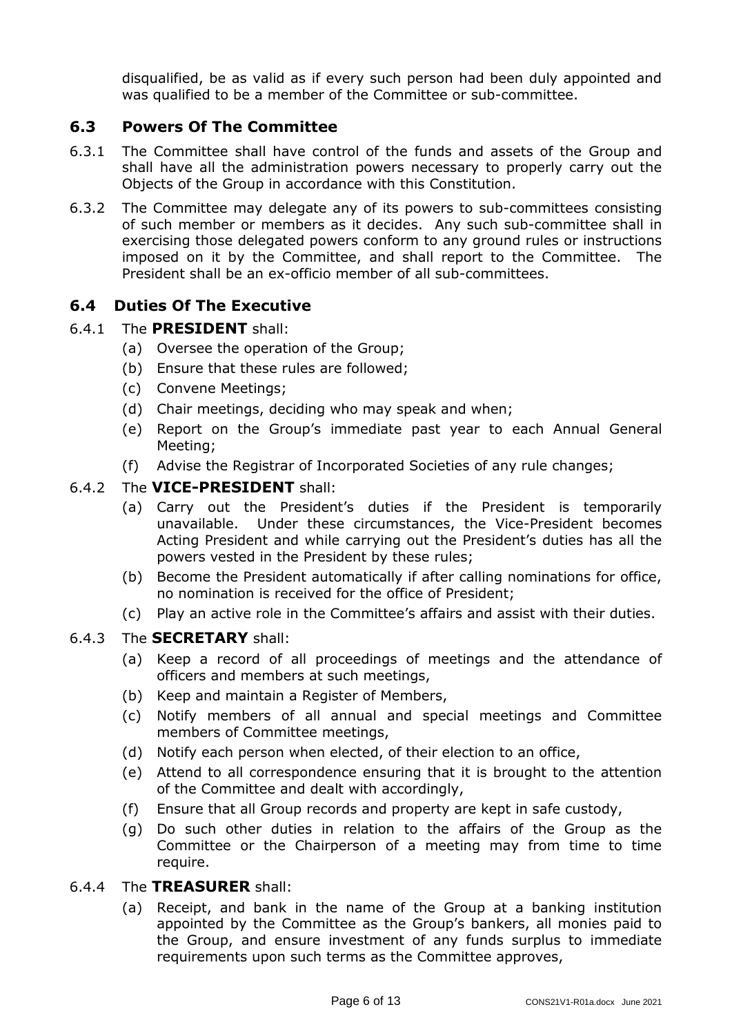disqualified, be as valid as if every such person had been duly appointed and was qualified to be a member of the Committee or sub-committee.

## 6.3 Powers Of The Committee

6.3.1 The Committee shall have control of the funds and assets of the Group and shall have all the administration powers necessary to properly carry out the Objects of the Group in accordance with this Constitution.

6.3.2 The Committee may delegate any of its powers to sub-committees consisting of such member or members as it decides. Any such sub-committee shall in exercising those delegated powers conform to any ground rules or instructions imposed on it by the Committee, and shall report to the Committee. The President shall be an ex-officio member of all sub-committees.

## 6.4 Duties Of The Executive

6.4.1 The **PRESIDENT** shall:

- (a) Oversee the operation of the Group;
- (b) Ensure that these rules are followed;
- (c) Convene Meetings;
- (d) Chair meetings, deciding who may speak and when;
- (e) Report on the Group's immediate past year to each Annual General Meeting;
- (f) Advise the Registrar of Incorporated Societies of any rule changes;

6.4.2 The **VICE-PRESIDENT** shall:

- (a) Carry out the President's duties if the President is temporarily unavailable. Under these circumstances, the Vice-President becomes Acting President and while carrying out the President's duties has all the powers vested in the President by these rules;
- (b) Become the President automatically if after calling nominations for office, no nomination is received for the office of President;
- (c) Play an active role in the Committee's affairs and assist with their duties.

6.4.3 The **SECRETARY** shall:

- (a) Keep a record of all proceedings of meetings and the attendance of officers and members at such meetings,
- (b) Keep and maintain a Register of Members,
- (c) Notify members of all annual and special meetings and Committee members of Committee meetings,
- (d) Notify each person when elected, of their election to an office,
- (e) Attend to all correspondence ensuring that it is brought to the attention of the Committee and dealt with accordingly,
- (f) Ensure that all Group records and property are kept in safe custody,
- (g) Do such other duties in relation to the affairs of the Group as the Committee or the Chairperson of a meeting may from time to time require.

6.4.4 The **TREASURER** shall:

- (a) Receipt, and bank in the name of the Group at a banking institution appointed by the Committee as the Group's bankers, all monies paid to the Group, and ensure investment of any funds surplus to immediate requirements upon such terms as the Committee approves,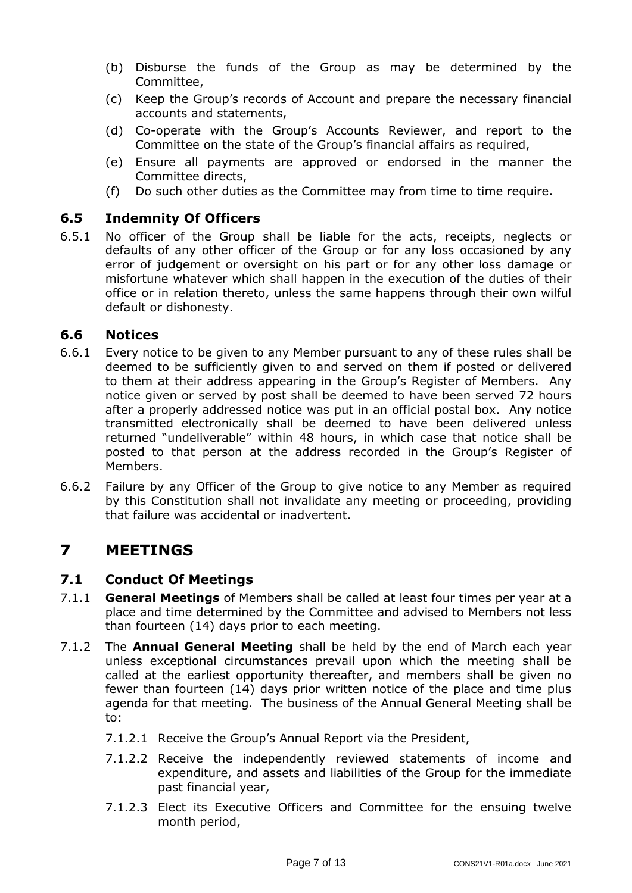(b) Disburse the funds of the Group as may be determined by the Committee,

(c) Keep the Group's records of Account and prepare the necessary financial accounts and statements,

(d) Co-operate with the Group's Accounts Reviewer, and report to the Committee on the state of the Group's financial affairs as required,

(e) Ensure all payments are approved or endorsed in the manner the Committee directs,

(f) Do such other duties as the Committee may from time to time require.

### 6.5 Indemnity Of Officers

6.5.1 No officer of the Group shall be liable for the acts, receipts, neglects or defaults of any other officer of the Group or for any loss occasioned by any error of judgement or oversight on his part or for any other loss damage or misfortune whatever which shall happen in the execution of the duties of their office or in relation thereto, unless the same happens through their own wilful default or dishonesty.

### 6.6 Notices

6.6.1 Every notice to be given to any Member pursuant to any of these rules shall be deemed to be sufficiently given to and served on them if posted or delivered to them at their address appearing in the Group's Register of Members. Any notice given or served by post shall be deemed to have been served 72 hours after a properly addressed notice was put in an official postal box. Any notice transmitted electronically shall be deemed to have been delivered unless returned "undeliverable" within 48 hours, in which case that notice shall be posted to that person at the address recorded in the Group's Register of Members.

6.6.2 Failure by any Officer of the Group to give notice to any Member as required by this Constitution shall not invalidate any meeting or proceeding, providing that failure was accidental or inadvertent.

## 7 MEETINGS

### 7.1 Conduct Of Meetings

7.1.1 **General Meetings** of Members shall be called at least four times per year at a place and time determined by the Committee and advised to Members not less than fourteen (14) days prior to each meeting.

7.1.2 The **Annual General Meeting** shall be held by the end of March each year unless exceptional circumstances prevail upon which the meeting shall be called at the earliest opportunity thereafter, and members shall be given no fewer than fourteen (14) days prior written notice of the place and time plus agenda for that meeting. The business of the Annual General Meeting shall be to:

7.1.2.1 Receive the Group's Annual Report via the President,

7.1.2.2 Receive the independently reviewed statements of income and expenditure, and assets and liabilities of the Group for the immediate past financial year,

7.1.2.3 Elect its Executive Officers and Committee for the ensuing twelve month period,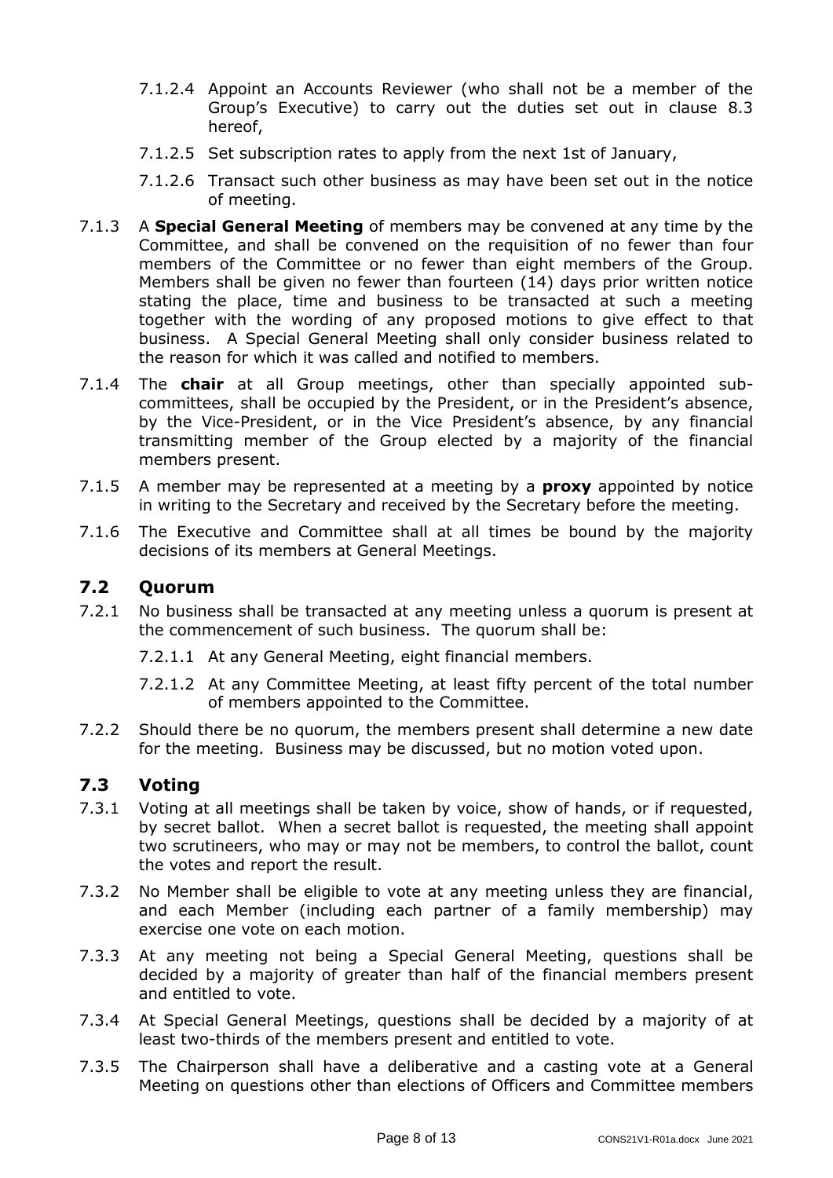7.1.2.4 Appoint an Accounts Reviewer (who shall not be a member of the Group's Executive) to carry out the duties set out in clause 8.3 hereof,

7.1.2.5 Set subscription rates to apply from the next 1st of January,

7.1.2.6 Transact such other business as may have been set out in the notice of meeting.

7.1.3 A **Special General Meeting** of members may be convened at any time by the Committee, and shall be convened on the requisition of no fewer than four members of the Committee or no fewer than eight members of the Group. Members shall be given no fewer than fourteen (14) days prior written notice stating the place, time and business to be transacted at such a meeting together with the wording of any proposed motions to give effect to that business. A Special General Meeting shall only consider business related to the reason for which it was called and notified to members.

7.1.4 The **chair** at all Group meetings, other than specially appointed sub-committees, shall be occupied by the President, or in the President's absence, by the Vice-President, or in the Vice President's absence, by any financial transmitting member of the Group elected by a majority of the financial members present.

7.1.5 A member may be represented at a meeting by a **proxy** appointed by notice in writing to the Secretary and received by the Secretary before the meeting.

7.1.6 The Executive and Committee shall at all times be bound by the majority decisions of its members at General Meetings.

## 7.2 Quorum

7.2.1 No business shall be transacted at any meeting unless a quorum is present at the commencement of such business. The quorum shall be:

7.2.1.1 At any General Meeting, eight financial members.

7.2.1.2 At any Committee Meeting, at least fifty percent of the total number of members appointed to the Committee.

7.2.2 Should there be no quorum, the members present shall determine a new date for the meeting. Business may be discussed, but no motion voted upon.

## 7.3 Voting

7.3.1 Voting at all meetings shall be taken by voice, show of hands, or if requested, by secret ballot. When a secret ballot is requested, the meeting shall appoint two scrutineers, who may or may not be members, to control the ballot, count the votes and report the result.

7.3.2 No Member shall be eligible to vote at any meeting unless they are financial, and each Member (including each partner of a family membership) may exercise one vote on each motion.

7.3.3 At any meeting not being a Special General Meeting, questions shall be decided by a majority of greater than half of the financial members present and entitled to vote.

7.3.4 At Special General Meetings, questions shall be decided by a majority of at least two-thirds of the members present and entitled to vote.

7.3.5 The Chairperson shall have a deliberative and a casting vote at a General Meeting on questions other than elections of Officers and Committee members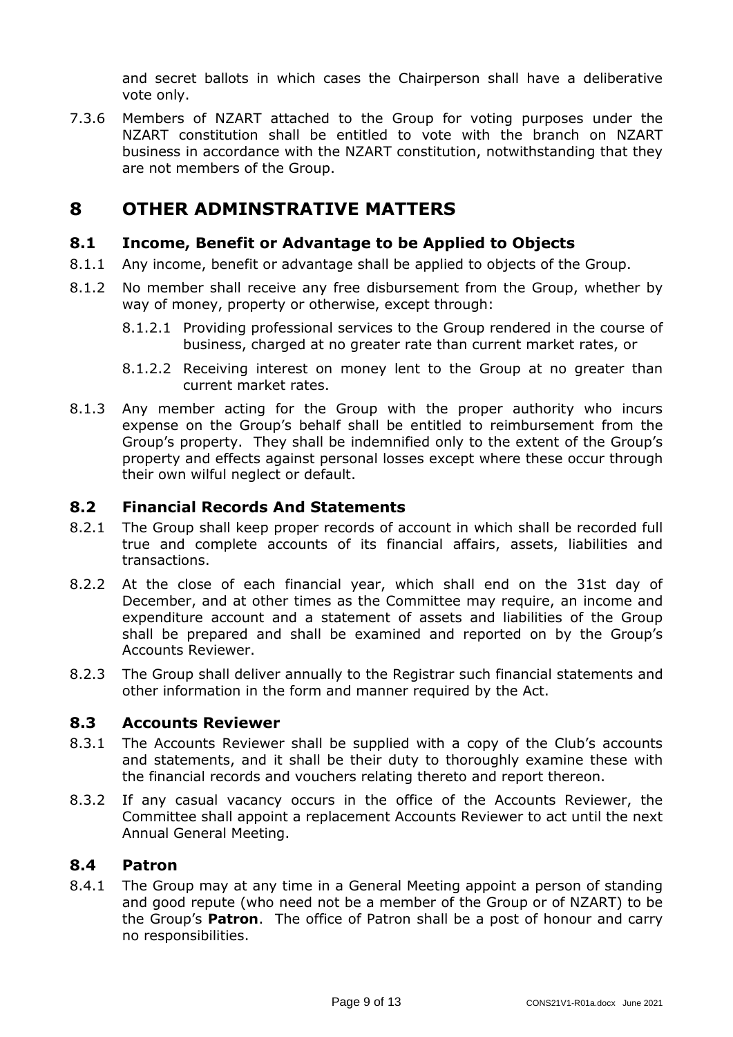and secret ballots in which cases the Chairperson shall have a deliberative vote only.

7.3.6 Members of NZART attached to the Group for voting purposes under the NZART constitution shall be entitled to vote with the branch on NZART business in accordance with the NZART constitution, notwithstanding that they are not members of the Group.

# 8 OTHER ADMINSTRATIVE MATTERS

## 8.1 Income, Benefit or Advantage to be Applied to Objects

8.1.1 Any income, benefit or advantage shall be applied to objects of the Group.

8.1.2 No member shall receive any free disbursement from the Group, whether by way of money, property or otherwise, except through:

8.1.2.1 Providing professional services to the Group rendered in the course of business, charged at no greater rate than current market rates, or

8.1.2.2 Receiving interest on money lent to the Group at no greater than current market rates.

8.1.3 Any member acting for the Group with the proper authority who incurs expense on the Group's behalf shall be entitled to reimbursement from the Group's property. They shall be indemnified only to the extent of the Group's property and effects against personal losses except where these occur through their own wilful neglect or default.

## 8.2 Financial Records And Statements

8.2.1 The Group shall keep proper records of account in which shall be recorded full true and complete accounts of its financial affairs, assets, liabilities and transactions.

8.2.2 At the close of each financial year, which shall end on the 31st day of December, and at other times as the Committee may require, an income and expenditure account and a statement of assets and liabilities of the Group shall be prepared and shall be examined and reported on by the Group's Accounts Reviewer.

8.2.3 The Group shall deliver annually to the Registrar such financial statements and other information in the form and manner required by the Act.

## 8.3 Accounts Reviewer

8.3.1 The Accounts Reviewer shall be supplied with a copy of the Club's accounts and statements, and it shall be their duty to thoroughly examine these with the financial records and vouchers relating thereto and report thereon.

8.3.2 If any casual vacancy occurs in the office of the Accounts Reviewer, the Committee shall appoint a replacement Accounts Reviewer to act until the next Annual General Meeting.

## 8.4 Patron

8.4.1 The Group may at any time in a General Meeting appoint a person of standing and good repute (who need not be a member of the Group or of NZART) to be the Group's **Patron**. The office of Patron shall be a post of honour and carry no responsibilities.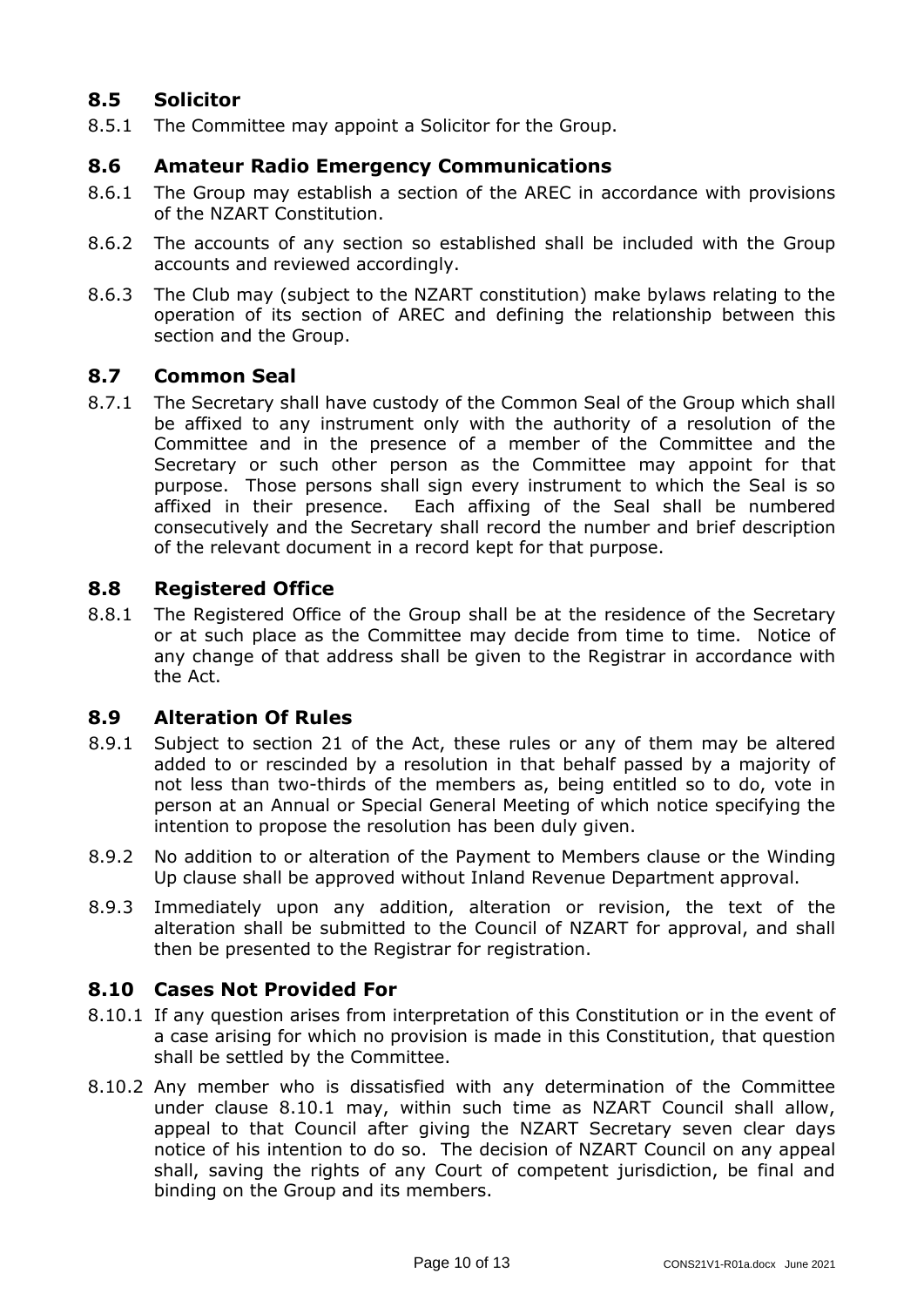## 8.5 Solicitor

8.5.1 The Committee may appoint a Solicitor for the Group.

## 8.6 Amateur Radio Emergency Communications

8.6.1 The Group may establish a section of the AREC in accordance with provisions of the NZART Constitution.

8.6.2 The accounts of any section so established shall be included with the Group accounts and reviewed accordingly.

8.6.3 The Club may (subject to the NZART constitution) make bylaws relating to the operation of its section of AREC and defining the relationship between this section and the Group.

## 8.7 Common Seal

8.7.1 The Secretary shall have custody of the Common Seal of the Group which shall be affixed to any instrument only with the authority of a resolution of the Committee and in the presence of a member of the Committee and the Secretary or such other person as the Committee may appoint for that purpose. Those persons shall sign every instrument to which the Seal is so affixed in their presence. Each affixing of the Seal shall be numbered consecutively and the Secretary shall record the number and brief description of the relevant document in a record kept for that purpose.

## 8.8 Registered Office

8.8.1 The Registered Office of the Group shall be at the residence of the Secretary or at such place as the Committee may decide from time to time. Notice of any change of that address shall be given to the Registrar in accordance with the Act.

## 8.9 Alteration Of Rules

8.9.1 Subject to section 21 of the Act, these rules or any of them may be altered added to or rescinded by a resolution in that behalf passed by a majority of not less than two-thirds of the members as, being entitled so to do, vote in person at an Annual or Special General Meeting of which notice specifying the intention to propose the resolution has been duly given.

8.9.2 No addition to or alteration of the Payment to Members clause or the Winding Up clause shall be approved without Inland Revenue Department approval.

8.9.3 Immediately upon any addition, alteration or revision, the text of the alteration shall be submitted to the Council of NZART for approval, and shall then be presented to the Registrar for registration.

## 8.10 Cases Not Provided For

8.10.1 If any question arises from interpretation of this Constitution or in the event of a case arising for which no provision is made in this Constitution, that question shall be settled by the Committee.

8.10.2 Any member who is dissatisfied with any determination of the Committee under clause 8.10.1 may, within such time as NZART Council shall allow, appeal to that Council after giving the NZART Secretary seven clear days notice of his intention to do so. The decision of NZART Council on any appeal shall, saving the rights of any Court of competent jurisdiction, be final and binding on the Group and its members.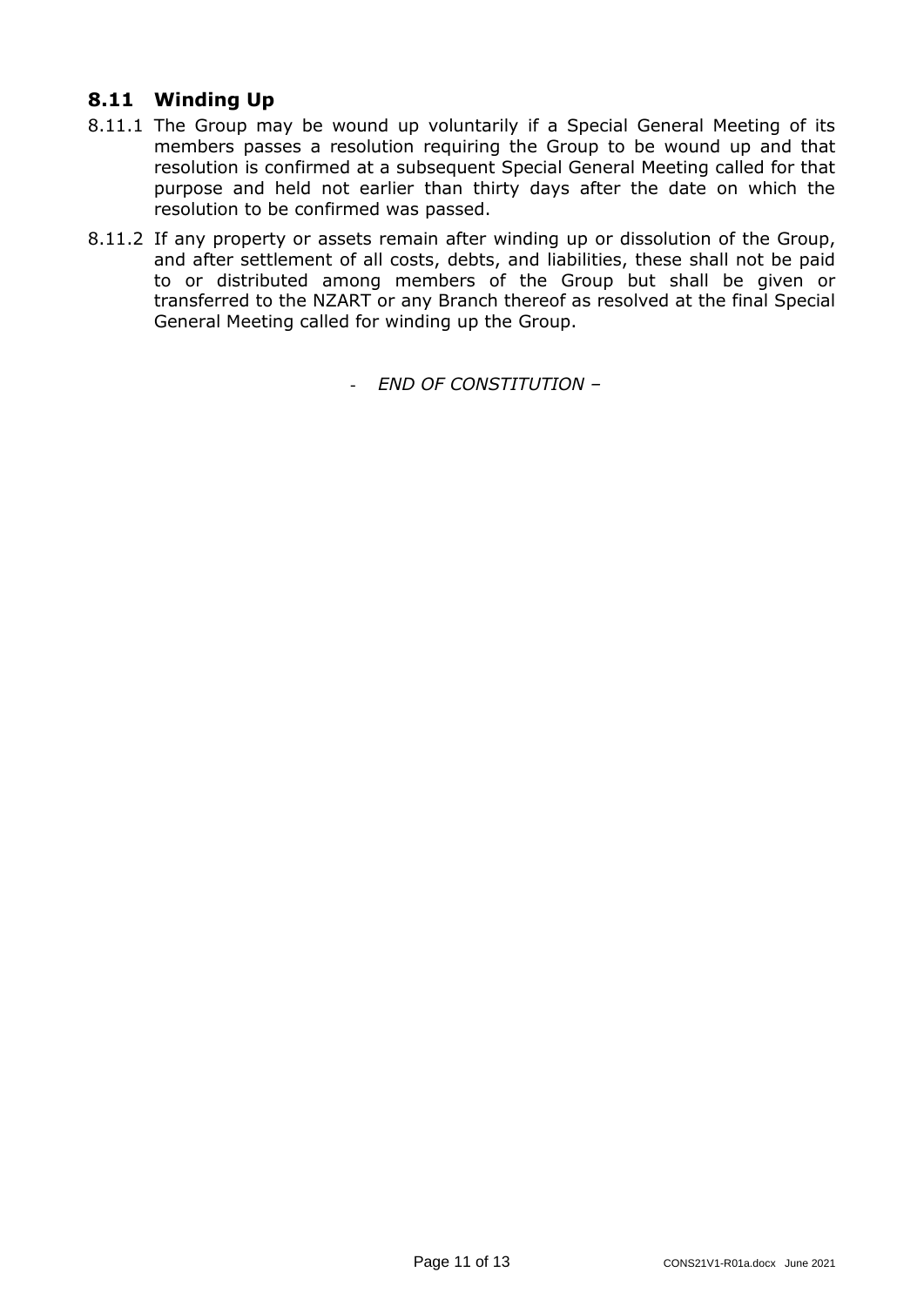## 8.11 Winding Up

8.11.1 The Group may be wound up voluntarily if a Special General Meeting of its members passes a resolution requiring the Group to be wound up and that resolution is confirmed at a subsequent Special General Meeting called for that purpose and held not earlier than thirty days after the date on which the resolution to be confirmed was passed.

8.11.2 If any property or assets remain after winding up or dissolution of the Group, and after settlement of all costs, debts, and liabilities, these shall not be paid to or distributed among members of the Group but shall be given or transferred to the NZART or any Branch thereof as resolved at the final Special General Meeting called for winding up the Group.

*- END OF CONSTITUTION –*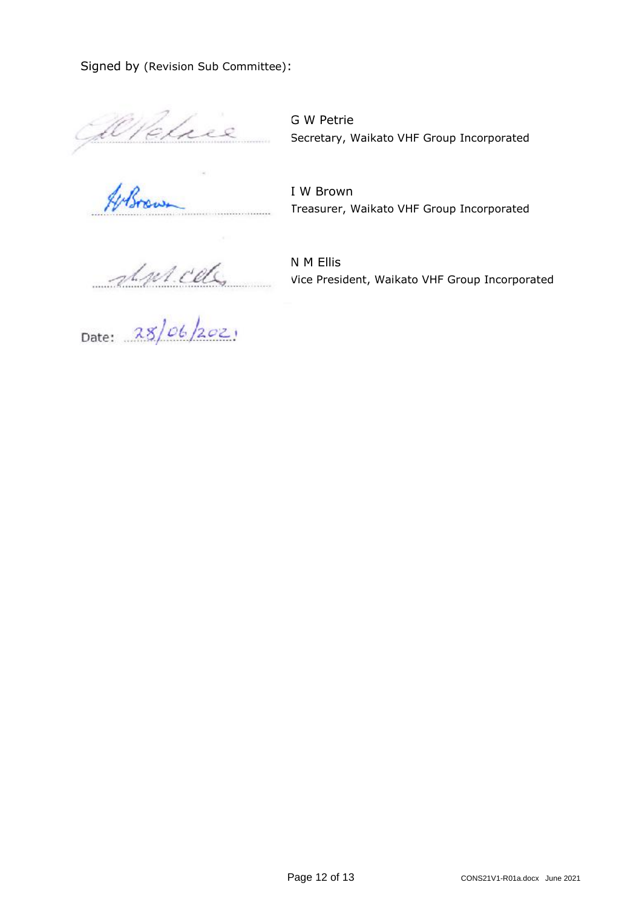Signed by (Revision Sub Committee):

G W Petrie
Secretary, Waikato VHF Group Incorporated

I W Brown
Treasurer, Waikato VHF Group Incorporated

N M Ellis
Vice President, Waikato VHF Group Incorporated

Date: 28/06/2021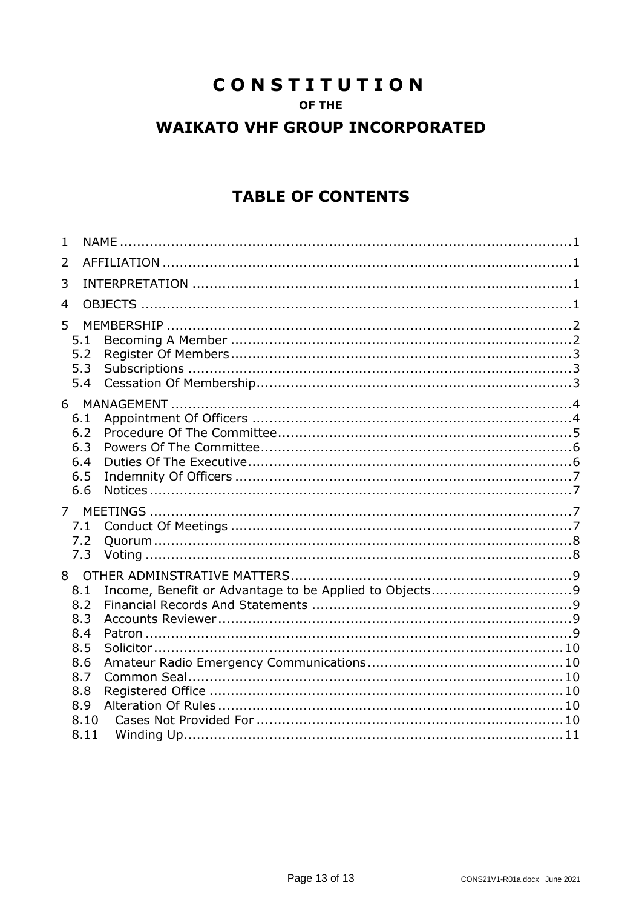# CONSTITUTION

**OF THE**

## WAIKATO VHF GROUP INCORPORATED

## TABLE OF CONTENTS

1 NAME ....................................................................................................1

2 AFFILIATION ...........................................................................................1

3 INTERPRETATION ....................................................................................1

4 OBJECTS ................................................................................................1

5 MEMBERSHIP ..........................................................................................2
- 5.1 Becoming A Member ..........................................................................2
- 5.2 Register Of Members..........................................................................3
- 5.3 Subscriptions ....................................................................................3
- 5.4 Cessation Of Membership....................................................................3

6 MANAGEMENT ........................................................................................4
- 6.1 Appointment Of Officers .....................................................................4
- 6.2 Procedure Of The Committee...............................................................5
- 6.3 Powers Of The Committee...................................................................6
- 6.4 Duties Of The Executive......................................................................6
- 6.5 Indemnity Of Officers .........................................................................7
- 6.6 Notices..............................................................................................7

7 MEETINGS ..............................................................................................7
- 7.1 Conduct Of Meetings ..........................................................................7
- 7.2 Quorum.............................................................................................8
- 7.3 Voting ...............................................................................................8

8 OTHER ADMINSTRATIVE MATTERS............................................................9
- 8.1 Income, Benefit or Advantage to be Applied to Objects.............................9
- 8.2 Financial Records And Statements ........................................................9
- 8.3 Accounts Reviewer..............................................................................9
- 8.4 Patron ...............................................................................................9
- 8.5 Solicitor............................................................................................10
- 8.6 Amateur Radio Emergency Communications.........................................10
- 8.7 Common Seal....................................................................................10
- 8.8 Registered Office ..............................................................................10
- 8.9 Alteration Of Rules ............................................................................10
- 8.10 Cases Not Provided For ....................................................................10
- 8.11 Winding Up.....................................................................................11